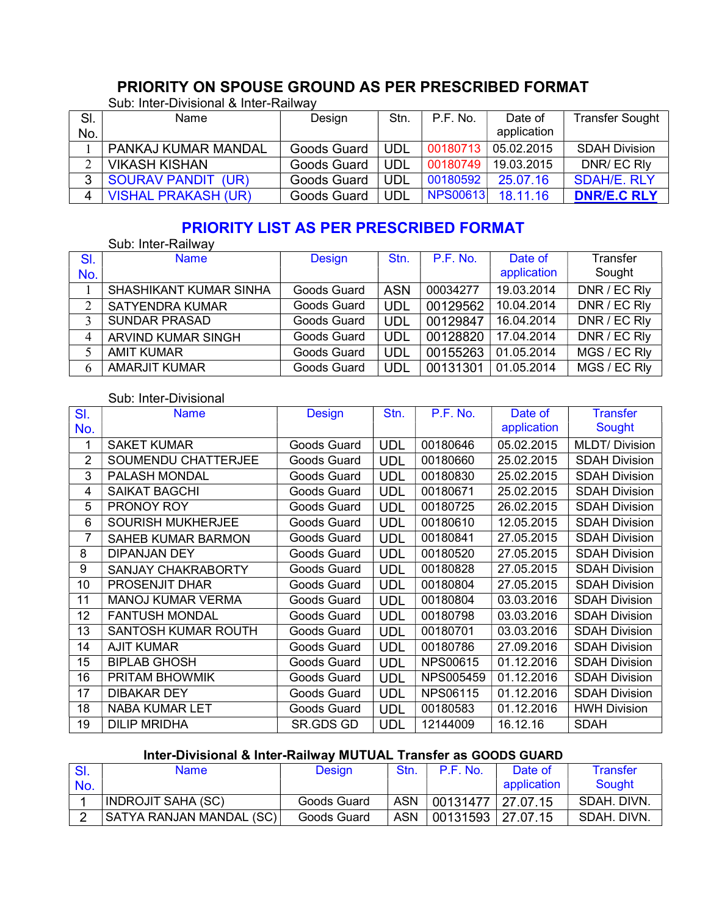## PRIORITY ON SPOUSE GROUND AS PER PRESCRIBED FORMAT

Sub: Inter-Divisional & Inter-Railway

| Sl. No. | Name | Design | Stn. | P.F. No. | Date of application | Transfer Sought |
|---|---|---|---|---|---|---|
| 1 | PANKAJ KUMAR MANDAL | Goods Guard | UDL | 00180713 | 05.02.2015 | SDAH Division |
| 2 | VIKASH KISHAN | Goods Guard | UDL | 00180749 | 19.03.2015 | DNR/ EC Rly |
| 3 | SOURAV PANDIT (UR) | Goods Guard | UDL | 00180592 | 25.07.16 | SDAH/E. RLY |
| 4 | VISHAL PRAKASH (UR) | Goods Guard | UDL | NPS00613 | 18.11.16 | **DNR/E.C RLY** |

## PRIORITY LIST AS PER PRESCRIBED FORMAT

Sub: Inter-Railway

| Sl. No. | Name | Design | Stn. | P.F. No. | Date of application | Transfer Sought |
|---|---|---|---|---|---|---|
| 1 | SHASHIKANT KUMAR SINHA | Goods Guard | ASN | 00034277 | 19.03.2014 | DNR / EC Rly |
| 2 | SATYENDRA KUMAR | Goods Guard | UDL | 00129562 | 10.04.2014 | DNR / EC Rly |
| 3 | SUNDAR PRASAD | Goods Guard | UDL | 00129847 | 16.04.2014 | DNR / EC Rly |
| 4 | ARVIND KUMAR SINGH | Goods Guard | UDL | 00128820 | 17.04.2014 | DNR / EC Rly |
| 5 | AMIT KUMAR | Goods Guard | UDL | 00155263 | 01.05.2014 | MGS / EC Rly |
| 6 | AMARJIT KUMAR | Goods Guard | UDL | 00131301 | 01.05.2014 | MGS / EC Rly |

Sub: Inter-Divisional

| Sl. No. | Name | Design | Stn. | P.F. No. | Date of application | Transfer Sought |
|---|---|---|---|---|---|---|
| 1 | SAKET KUMAR | Goods Guard | UDL | 00180646 | 05.02.2015 | MLDT/ Division |
| 2 | SOUMENDU CHATTERJEE | Goods Guard | UDL | 00180660 | 25.02.2015 | SDAH Division |
| 3 | PALASH MONDAL | Goods Guard | UDL | 00180830 | 25.02.2015 | SDAH Division |
| 4 | SAIKAT BAGCHI | Goods Guard | UDL | 00180671 | 25.02.2015 | SDAH Division |
| 5 | PRONOY ROY | Goods Guard | UDL | 00180725 | 26.02.2015 | SDAH Division |
| 6 | SOURISH MUKHERJEE | Goods Guard | UDL | 00180610 | 12.05.2015 | SDAH Division |
| 7 | SAHEB KUMAR BARMON | Goods Guard | UDL | 00180841 | 27.05.2015 | SDAH Division |
| 8 | DIPANJAN DEY | Goods Guard | UDL | 00180520 | 27.05.2015 | SDAH Division |
| 9 | SANJAY CHAKRABORTY | Goods Guard | UDL | 00180828 | 27.05.2015 | SDAH Division |
| 10 | PROSENJIT DHAR | Goods Guard | UDL | 00180804 | 27.05.2015 | SDAH Division |
| 11 | MANOJ KUMAR VERMA | Goods Guard | UDL | 00180804 | 03.03.2016 | SDAH Division |
| 12 | FANTUSH MONDAL | Goods Guard | UDL | 00180798 | 03.03.2016 | SDAH Division |
| 13 | SANTOSH KUMAR ROUTH | Goods Guard | UDL | 00180701 | 03.03.2016 | SDAH Division |
| 14 | AJIT KUMAR | Goods Guard | UDL | 00180786 | 27.09.2016 | SDAH Division |
| 15 | BIPLAB GHOSH | Goods Guard | UDL | NPS00615 | 01.12.2016 | SDAH Division |
| 16 | PRITAM BHOWMIK | Goods Guard | UDL | NPS005459 | 01.12.2016 | SDAH Division |
| 17 | DIBAKAR DEY | Goods Guard | UDL | NPS06115 | 01.12.2016 | SDAH Division |
| 18 | NABA KUMAR LET | Goods Guard | UDL | 00180583 | 01.12.2016 | HWH Division |
| 19 | DILIP MRIDHA | SR.GDS GD | UDL | 12144009 | 16.12.16 | SDAH |

### Inter-Divisional & Inter-Railway MUTUAL Transfer as GOODS GUARD

| Sl. No. | Name | Design | Stn. | P.F. No. | Date of application | Transfer Sought |
|---|---|---|---|---|---|---|
| 1 | INDROJIT SAHA (SC) | Goods Guard | ASN | 00131477 | 27.07.15 | SDAH. DIVN. |
| 2 | SATYA RANJAN MANDAL (SC) | Goods Guard | ASN | 00131593 | 27.07.15 | SDAH. DIVN. |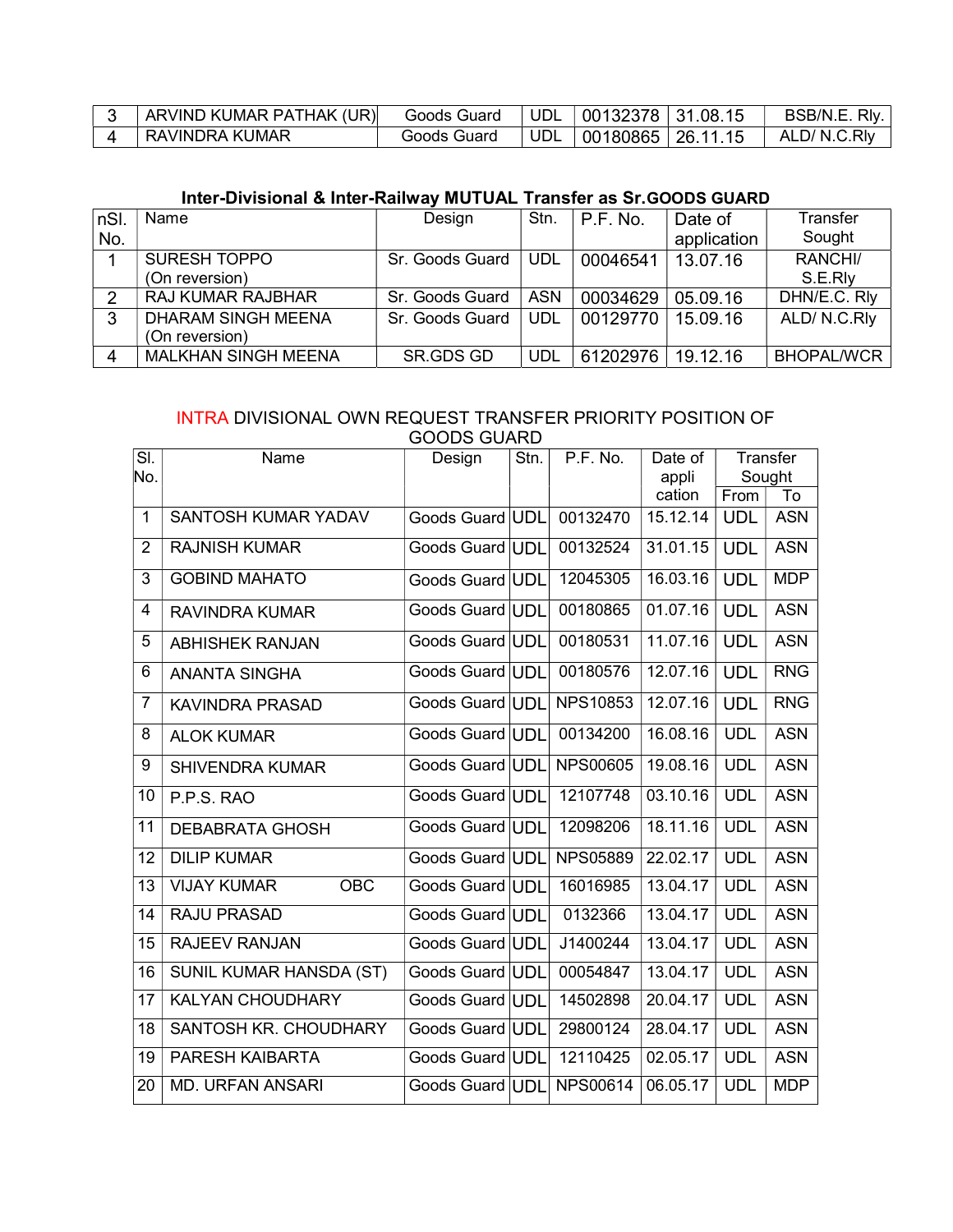| 3 | ARVIND KUMAR PATHAK (UR) | Goods Guard | UDL | 00132378 | 31.08.15 | BSB/N.E. Rly. |
|---|---|---|---|---|---|---|
| 4 | RAVINDRA KUMAR | Goods Guard | UDL | 00180865 | 26.11.15 | ALD/ N.C.Rly |

### Inter-Divisional & Inter-Railway MUTUAL Transfer as Sr.GOODS GUARD

| nSl. No. | Name | Design | Stn. | P.F. No. | Date of application | Transfer Sought |
|---|---|---|---|---|---|---|
| 1 | SURESH TOPPO (On reversion) | Sr. Goods Guard | UDL | 00046541 | 13.07.16 | RANCHI/ S.E.Rly |
| 2 | RAJ KUMAR RAJBHAR | Sr. Goods Guard | ASN | 00034629 | 05.09.16 | DHN/E.C. Rly |
| 3 | DHARAM SINGH MEENA (On reversion) | Sr. Goods Guard | UDL | 00129770 | 15.09.16 | ALD/ N.C.Rly |
| 4 | MALKHAN SINGH MEENA | SR.GDS GD | UDL | 61202976 | 19.12.16 | BHOPAL/WCR |

### INTRA DIVISIONAL OWN REQUEST TRANSFER PRIORITY POSITION OF GOODS GUARD

| Sl. No. | Name | Design | Stn. | P.F. No. | Date of application | Transfer Sought | |
|---|---|---|---|---|---|---|---|
| | | | | | | From | To |
| 1 | SANTOSH KUMAR YADAV | Goods Guard | UDL | 00132470 | 15.12.14 | UDL | ASN |
| 2 | RAJNISH KUMAR | Goods Guard | UDL | 00132524 | 31.01.15 | UDL | ASN |
| 3 | GOBIND MAHATO | Goods Guard | UDL | 12045305 | 16.03.16 | UDL | MDP |
| 4 | RAVINDRA KUMAR | Goods Guard | UDL | 00180865 | 01.07.16 | UDL | ASN |
| 5 | ABHISHEK RANJAN | Goods Guard | UDL | 00180531 | 11.07.16 | UDL | ASN |
| 6 | ANANTA SINGHA | Goods Guard | UDL | 00180576 | 12.07.16 | UDL | RNG |
| 7 | KAVINDRA PRASAD | Goods Guard | UDL | NPS10853 | 12.07.16 | UDL | RNG |
| 8 | ALOK KUMAR | Goods Guard | UDL | 00134200 | 16.08.16 | UDL | ASN |
| 9 | SHIVENDRA KUMAR | Goods Guard | UDL | NPS00605 | 19.08.16 | UDL | ASN |
| 10 | P.P.S. RAO | Goods Guard | UDL | 12107748 | 03.10.16 | UDL | ASN |
| 11 | DEBABRATA GHOSH | Goods Guard | UDL | 12098206 | 18.11.16 | UDL | ASN |
| 12 | DILIP KUMAR | Goods Guard | UDL | NPS05889 | 22.02.17 | UDL | ASN |
| 13 | VIJAY KUMAR OBC | Goods Guard | UDL | 16016985 | 13.04.17 | UDL | ASN |
| 14 | RAJU PRASAD | Goods Guard | UDL | 0132366 | 13.04.17 | UDL | ASN |
| 15 | RAJEEV RANJAN | Goods Guard | UDL | J1400244 | 13.04.17 | UDL | ASN |
| 16 | SUNIL KUMAR HANSDA (ST) | Goods Guard | UDL | 00054847 | 13.04.17 | UDL | ASN |
| 17 | KALYAN CHOUDHARY | Goods Guard | UDL | 14502898 | 20.04.17 | UDL | ASN |
| 18 | SANTOSH KR. CHOUDHARY | Goods Guard | UDL | 29800124 | 28.04.17 | UDL | ASN |
| 19 | PARESH KAIBARTA | Goods Guard | UDL | 12110425 | 02.05.17 | UDL | ASN |
| 20 | MD. URFAN ANSARI | Goods Guard | UDL | NPS00614 | 06.05.17 | UDL | MDP |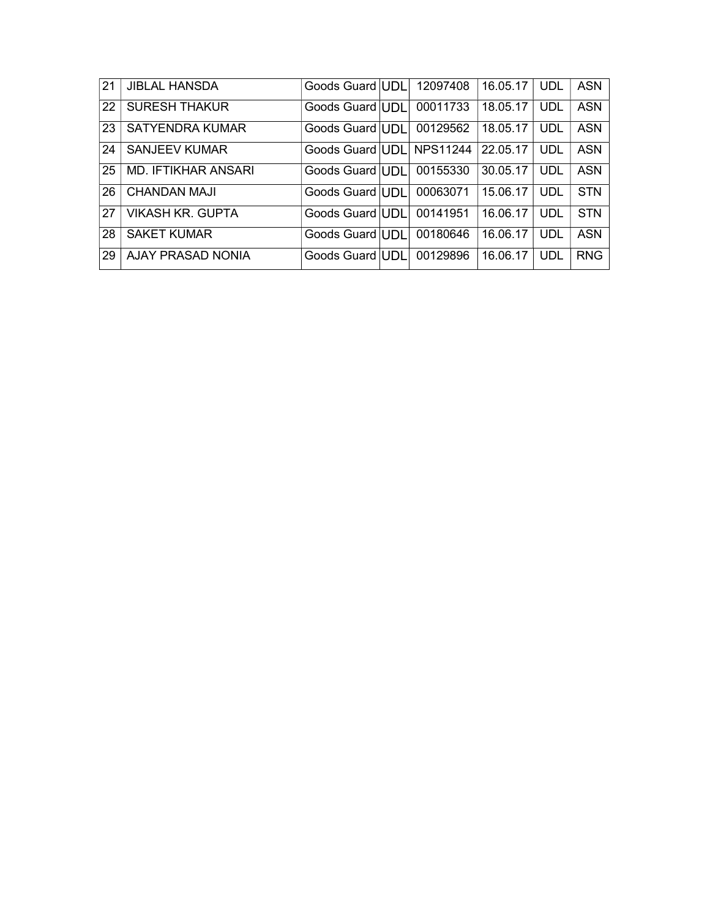| 21 | JIBLAL HANSDA | Goods Guard | UDL | 12097408 | 16.05.17 | UDL | ASN |
|---|---|---|---|---|---|---|---|
| 22 | SURESH THAKUR | Goods Guard | UDL | 00011733 | 18.05.17 | UDL | ASN |
| 23 | SATYENDRA KUMAR | Goods Guard | UDL | 00129562 | 18.05.17 | UDL | ASN |
| 24 | SANJEEV KUMAR | Goods Guard | UDL | NPS11244 | 22.05.17 | UDL | ASN |
| 25 | MD. IFTIKHAR ANSARI | Goods Guard | UDL | 00155330 | 30.05.17 | UDL | ASN |
| 26 | CHANDAN MAJI | Goods Guard | UDL | 00063071 | 15.06.17 | UDL | STN |
| 27 | VIKASH KR. GUPTA | Goods Guard | UDL | 00141951 | 16.06.17 | UDL | STN |
| 28 | SAKET KUMAR | Goods Guard | UDL | 00180646 | 16.06.17 | UDL | ASN |
| 29 | AJAY PRASAD NONIA | Goods Guard | UDL | 00129896 | 16.06.17 | UDL | RNG |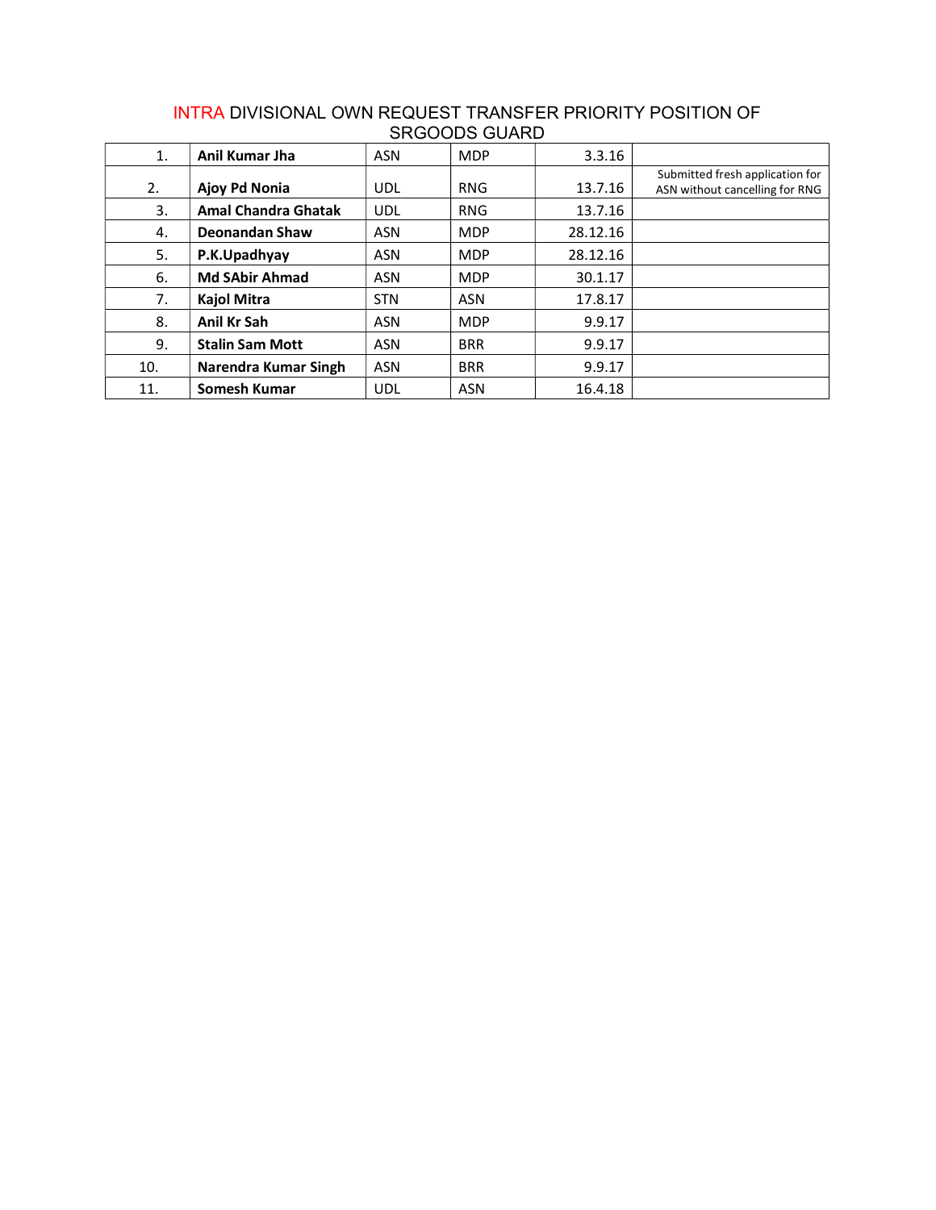## INTRA DIVISIONAL OWN REQUEST TRANSFER PRIORITY POSITION OF SRGOODS GUARD

| | | | | | |
|---|---|---|---|---|---|
| 1. | **Anil Kumar Jha** | ASN | MDP | 3.3.16 | |
| 2. | **Ajoy Pd Nonia** | UDL | RNG | 13.7.16 | Submitted fresh application for ASN without cancelling for RNG |
| 3. | **Amal Chandra Ghatak** | UDL | RNG | 13.7.16 | |
| 4. | **Deonandan Shaw** | ASN | MDP | 28.12.16 | |
| 5. | **P.K.Upadhyay** | ASN | MDP | 28.12.16 | |
| 6. | **Md SAbir Ahmad** | ASN | MDP | 30.1.17 | |
| 7. | **Kajol Mitra** | STN | ASN | 17.8.17 | |
| 8. | **Anil Kr Sah** | ASN | MDP | 9.9.17 | |
| 9. | **Stalin Sam Mott** | ASN | BRR | 9.9.17 | |
| 10. | **Narendra Kumar Singh** | ASN | BRR | 9.9.17 | |
| 11. | **Somesh Kumar** | UDL | ASN | 16.4.18 | |